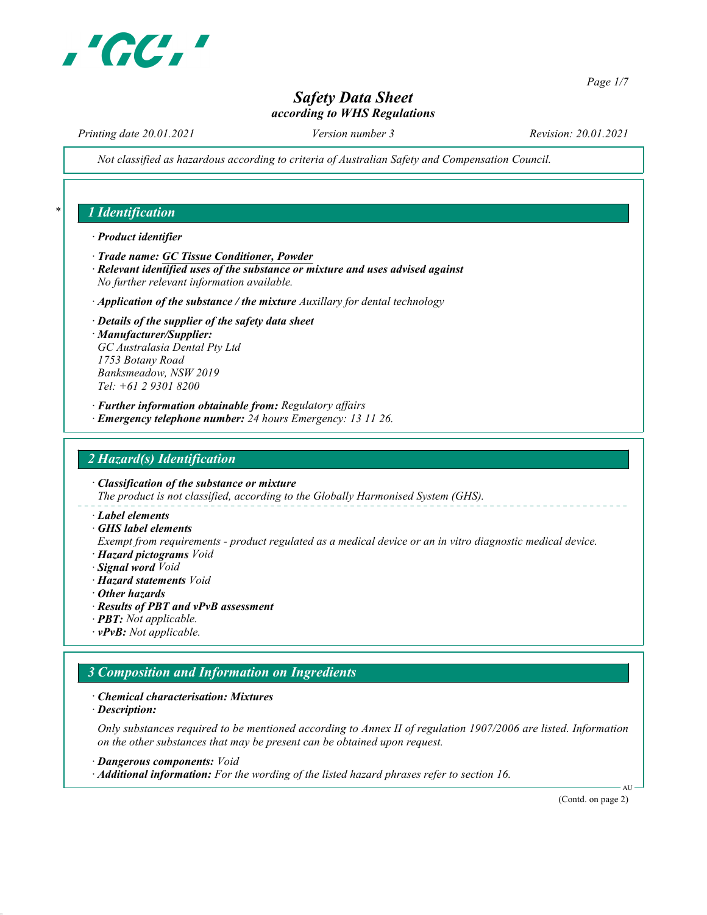# Safety Data Sheet
*according to WHS Regulations*

*Printing date 20.01.2021* *Version number 3* *Revision: 20.01.2021*

*Not classified as hazardous according to criteria of Australian Safety and Compensation Council.*

## 1 Identification

· **Product identifier**

· **Trade name: GC Tissue Conditioner, Powder**

· **Relevant identified uses of the substance or mixture and uses advised against**
No further relevant information available.

· **Application of the substance / the mixture** Auxillary for dental technology

· **Details of the supplier of the safety data sheet**

· **Manufacturer/Supplier:**
GC Australasia Dental Pty Ltd
1753 Botany Road
Banksmeadow, NSW 2019
Tel: +61 2 9301 8200

· **Further information obtainable from:** Regulatory affairs

· **Emergency telephone number:** 24 hours Emergency: 13 11 26.

## 2 Hazard(s) Identification

· **Classification of the substance or mixture**
The product is not classified, according to the Globally Harmonised System (GHS).

· **Label elements**

· **GHS label elements**
Exempt from requirements - product regulated as a medical device or an in vitro diagnostic medical device.

· **Hazard pictograms** Void

· **Signal word** Void

· **Hazard statements** Void

· **Other hazards**

· **Results of PBT and vPvB assessment**

· **PBT:** Not applicable.

· **vPvB:** Not applicable.

## 3 Composition and Information on Ingredients

· **Chemical characterisation: Mixtures**

· **Description:**

Only substances required to be mentioned according to Annex II of regulation 1907/2006 are listed. Information on the other substances that may be present can be obtained upon request.

· **Dangerous components:** Void

· **Additional information:** For the wording of the listed hazard phrases refer to section 16.

(Contd. on page 2)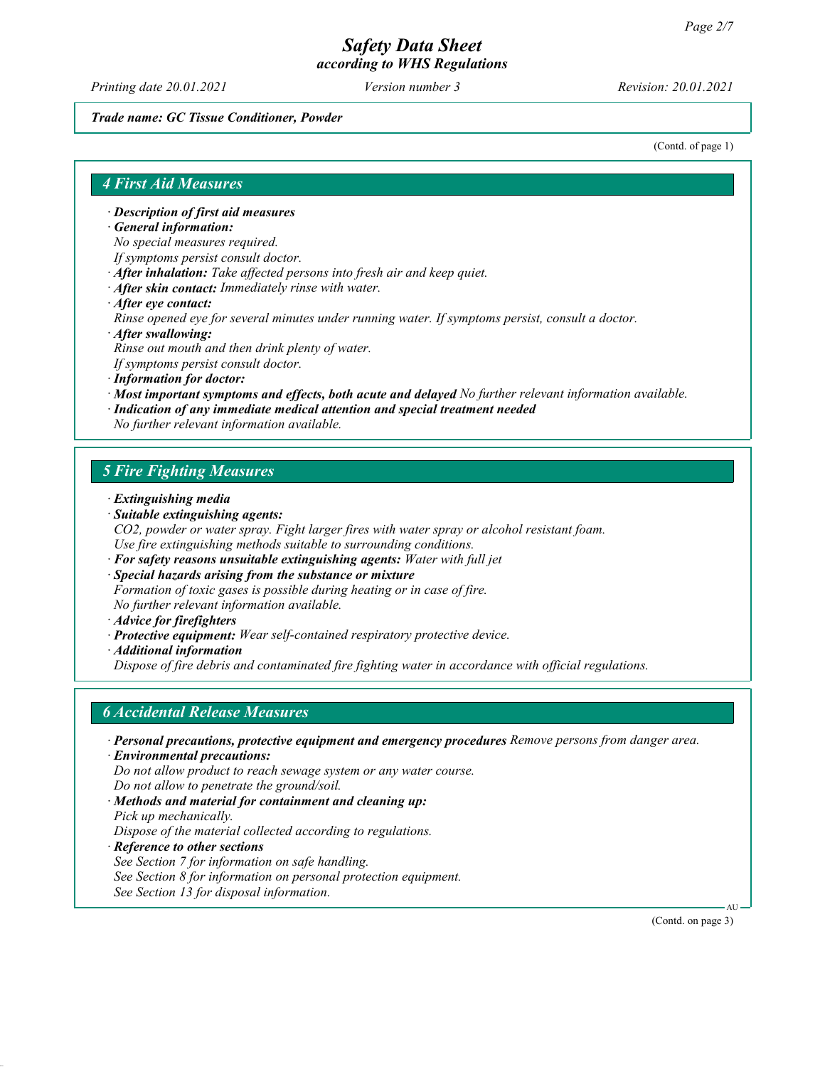*Trade name: GC Tissue Conditioner, Powder*

(Contd. of page 1)

## 4 First Aid Measures

- ***Description of first aid measures***
- ***General information:***
  *No special measures required.*
  *If symptoms persist consult doctor.*
- ***After inhalation:*** *Take affected persons into fresh air and keep quiet.*
- ***After skin contact:*** *Immediately rinse with water.*
- ***After eye contact:***
  *Rinse opened eye for several minutes under running water. If symptoms persist, consult a doctor.*
- ***After swallowing:***
  *Rinse out mouth and then drink plenty of water.*
  *If symptoms persist consult doctor.*
- ***Information for doctor:***
- ***Most important symptoms and effects, both acute and delayed*** *No further relevant information available.*
- ***Indication of any immediate medical attention and special treatment needed***
  *No further relevant information available.*

## 5 Fire Fighting Measures

- ***Extinguishing media***
- ***Suitable extinguishing agents:***
  *$CO_2$, powder or water spray. Fight larger fires with water spray or alcohol resistant foam.*
  *Use fire extinguishing methods suitable to surrounding conditions.*
- ***For safety reasons unsuitable extinguishing agents:*** *Water with full jet*
- ***Special hazards arising from the substance or mixture***
  *Formation of toxic gases is possible during heating or in case of fire.*
  *No further relevant information available.*
- ***Advice for firefighters***
- ***Protective equipment:*** *Wear self-contained respiratory protective device.*
- ***Additional information***
  *Dispose of fire debris and contaminated fire fighting water in accordance with official regulations.*

## 6 Accidental Release Measures

- ***Personal precautions, protective equipment and emergency procedures*** *Remove persons from danger area.*
- ***Environmental precautions:***
  *Do not allow product to reach sewage system or any water course.*
  *Do not allow to penetrate the ground/soil.*
- ***Methods and material for containment and cleaning up:***
  *Pick up mechanically.*
  *Dispose of the material collected according to regulations.*
- ***Reference to other sections***
  *See Section 7 for information on safe handling.*
  *See Section 8 for information on personal protection equipment.*
  *See Section 13 for disposal information.*

(Contd. on page 3)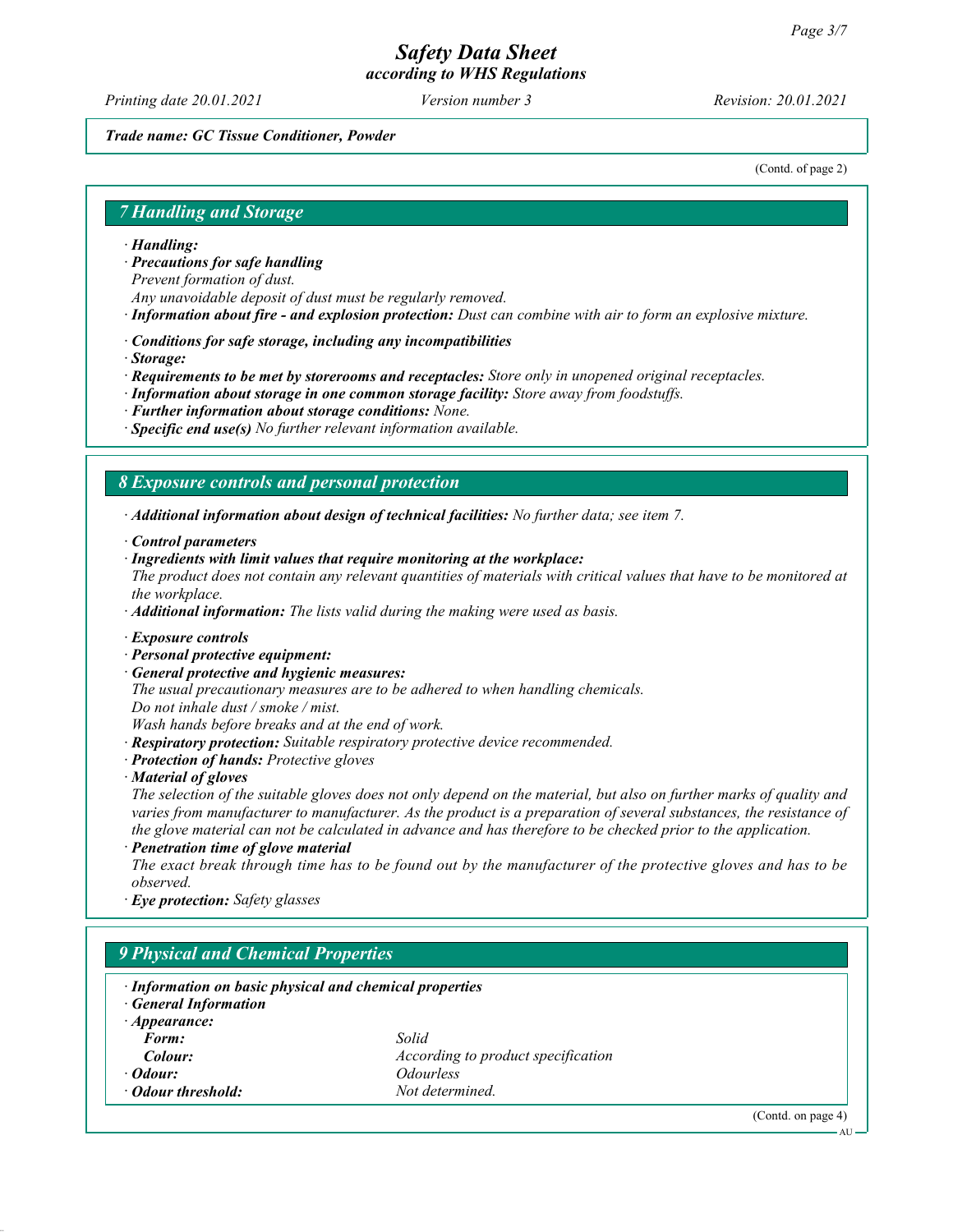*Trade name: GC Tissue Conditioner, Powder*

(Contd. of page 2)

## 7 Handling and Storage

· ***Handling:***
· ***Precautions for safe handling***
*Prevent formation of dust.*
*Any unavoidable deposit of dust must be regularly removed.*
· ***Information about fire - and explosion protection:*** *Dust can combine with air to form an explosive mixture.*

· ***Conditions for safe storage, including any incompatibilities***
· ***Storage:***
· ***Requirements to be met by storerooms and receptacles:*** *Store only in unopened original receptacles.*
· ***Information about storage in one common storage facility:*** *Store away from foodstuffs.*
· ***Further information about storage conditions:*** *None.*
· ***Specific end use(s)*** *No further relevant information available.*

## 8 Exposure controls and personal protection

· ***Additional information about design of technical facilities:*** *No further data; see item 7.*

· ***Control parameters***
· ***Ingredients with limit values that require monitoring at the workplace:***
*The product does not contain any relevant quantities of materials with critical values that have to be monitored at the workplace.*
· ***Additional information:*** *The lists valid during the making were used as basis.*

· ***Exposure controls***
· ***Personal protective equipment:***
· ***General protective and hygienic measures:***
*The usual precautionary measures are to be adhered to when handling chemicals.*
*Do not inhale dust / smoke / mist.*
*Wash hands before breaks and at the end of work.*
· ***Respiratory protection:*** *Suitable respiratory protective device recommended.*
· ***Protection of hands:*** *Protective gloves*
· ***Material of gloves***
*The selection of the suitable gloves does not only depend on the material, but also on further marks of quality and varies from manufacturer to manufacturer. As the product is a preparation of several substances, the resistance of the glove material can not be calculated in advance and has therefore to be checked prior to the application.*
· ***Penetration time of glove material***
*The exact break through time has to be found out by the manufacturer of the protective gloves and has to be observed.*
· ***Eye protection:*** *Safety glasses*

## 9 Physical and Chemical Properties

· ***Information on basic physical and chemical properties***
· ***General Information***
· ***Appearance:***

| | |
|---|---|
| ***Form:*** | *Solid* |
| ***Colour:*** | *According to product specification* |
| · ***Odour:*** | *Odourless* |
| · ***Odour threshold:*** | *Not determined.* |

(Contd. on page 4)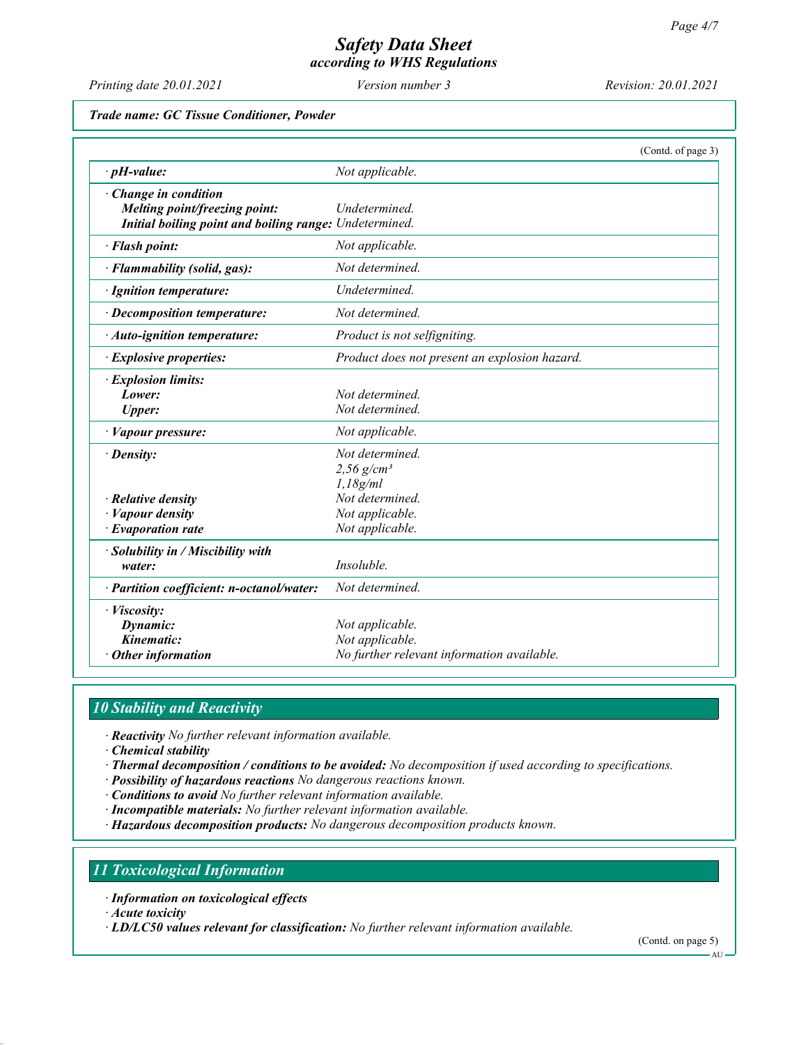*Trade name: GC Tissue Conditioner, Powder*

(Contd. of page 3)

| | |
|---|---|
| · ***pH-value:*** | *Not applicable.* |
| · ***Change in condition*** | |
| ***Melting point/freezing point:*** | *Undetermined.* |
| ***Initial boiling point and boiling range:*** | *Undetermined.* |
| · ***Flash point:*** | *Not applicable.* |
| · ***Flammability (solid, gas):*** | *Not determined.* |
| · ***Ignition temperature:*** | *Undetermined.* |
| · ***Decomposition temperature:*** | *Not determined.* |
| · ***Auto-ignition temperature:*** | *Product is not selfigniting.* |
| · ***Explosive properties:*** | *Product does not present an explosion hazard.* |
| · ***Explosion limits:*** | |
| ***Lower:*** | *Not determined.* |
| ***Upper:*** | *Not determined.* |
| · ***Vapour pressure:*** | *Not applicable.* |
| · ***Density:*** | *Not determined.* |
| | *2,56 g/cm³* |
| | *1,18g/ml* |
| · ***Relative density*** | *Not determined.* |
| · ***Vapour density*** | *Not applicable.* |
| · ***Evaporation rate*** | *Not applicable.* |
| · ***Solubility in / Miscibility with water:*** | *Insoluble.* |
| · ***Partition coefficient: n-octanol/water:*** | *Not determined.* |
| · ***Viscosity:*** | |
| ***Dynamic:*** | *Not applicable.* |
| ***Kinematic:*** | *Not applicable.* |
| · ***Other information*** | *No further relevant information available.* |

## *10 Stability and Reactivity*

· ***Reactivity*** *No further relevant information available.*

· ***Chemical stability***

· ***Thermal decomposition / conditions to be avoided:*** *No decomposition if used according to specifications.*

· ***Possibility of hazardous reactions*** *No dangerous reactions known.*

· ***Conditions to avoid*** *No further relevant information available.*

· ***Incompatible materials:*** *No further relevant information available.*

· ***Hazardous decomposition products:*** *No dangerous decomposition products known.*

## *11 Toxicological Information*

· ***Information on toxicological effects***

· ***Acute toxicity***

· ***LD/LC50 values relevant for classification:*** *No further relevant information available.*

(Contd. on page 5)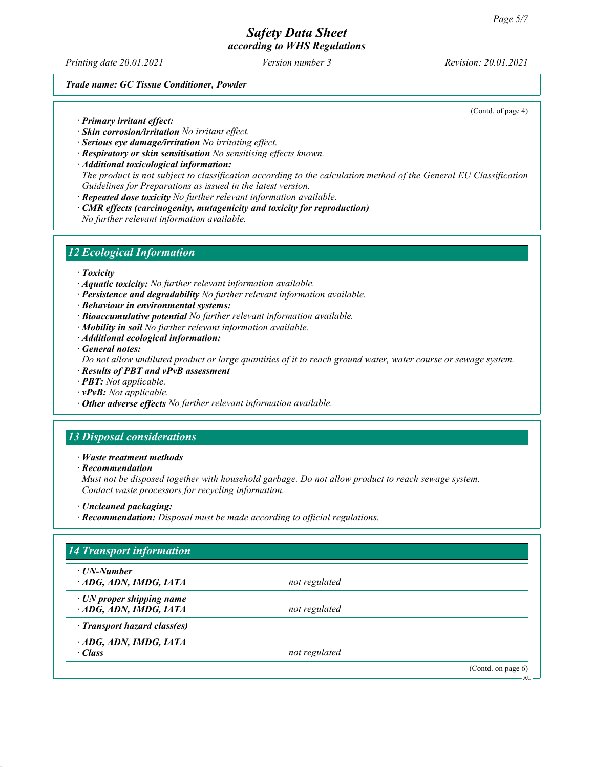(Contd. of page 4)

· ***Primary irritant effect:***
· ***Skin corrosion/irritation*** *No irritant effect.*
· ***Serious eye damage/irritation*** *No irritating effect.*
· ***Respiratory or skin sensitisation*** *No sensitising effects known.*
· ***Additional toxicological information:***
*The product is not subject to classification according to the calculation method of the General EU Classification Guidelines for Preparations as issued in the latest version.*
· ***Repeated dose toxicity*** *No further relevant information available.*
· ***CMR effects (carcinogenity, mutagenicity and toxicity for reproduction)***
*No further relevant information available.*

## 12 Ecological Information

· ***Toxicity***
· ***Aquatic toxicity:*** *No further relevant information available.*
· ***Persistence and degradability*** *No further relevant information available.*
· ***Behaviour in environmental systems:***
· ***Bioaccumulative potential*** *No further relevant information available.*
· ***Mobility in soil*** *No further relevant information available.*
· ***Additional ecological information:***
· ***General notes:***
*Do not allow undiluted product or large quantities of it to reach ground water, water course or sewage system.*
· ***Results of PBT and vPvB assessment***
· ***PBT:*** *Not applicable.*
· ***vPvB:*** *Not applicable.*
· ***Other adverse effects*** *No further relevant information available.*

## 13 Disposal considerations

· ***Waste treatment methods***
· ***Recommendation***
*Must not be disposed together with household garbage. Do not allow product to reach sewage system.*
*Contact waste processors for recycling information.*

· ***Uncleaned packaging:***
· ***Recommendation:*** *Disposal must be made according to official regulations.*

## 14 Transport information

| | |
|---|---|
| · ***UN-Number***<br>· ***ADG, ADN, IMDG, IATA*** | *not regulated* |
| · ***UN proper shipping name***<br>· ***ADG, ADN, IMDG, IATA*** | *not regulated* |
| · ***Transport hazard class(es)*** | |
| · ***ADG, ADN, IMDG, IATA***<br>· ***Class*** | *not regulated* |

(Contd. on page 6)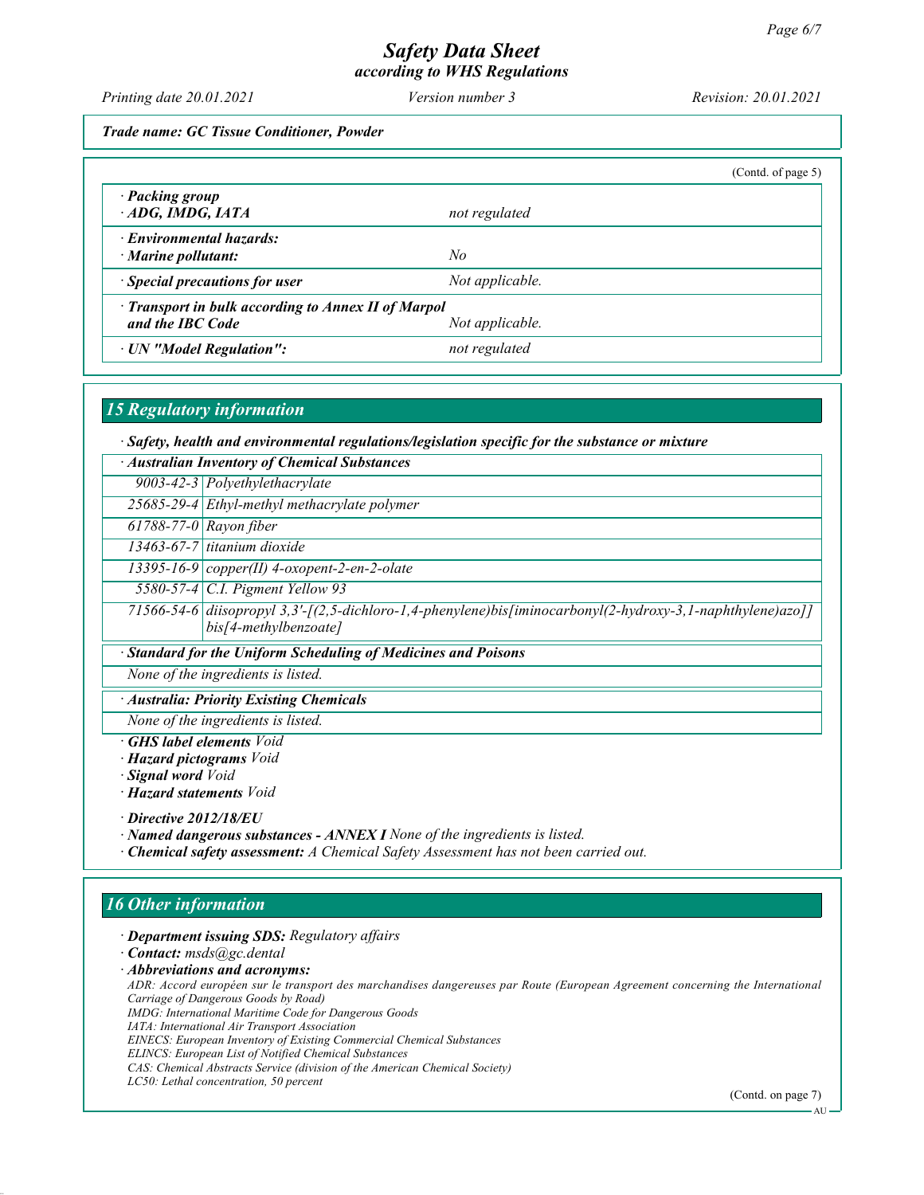*Safety Data Sheet*
*according to WHS Regulations*

*Printing date 20.01.2021* *Version number 3* *Revision: 20.01.2021*

***Trade name: GC Tissue Conditioner, Powder***

(Contd. of page 5)

| | |
|---|---|
| **· Packing group**<br>**· ADG, IMDG, IATA** | *not regulated* |
| **· Environmental hazards:**<br>**· Marine pollutant:** | *No* |
| **· Special precautions for user** | *Not applicable.* |
| **· Transport in bulk according to Annex II of Marpol and the IBC Code** | *Not applicable.* |
| **· UN "Model Regulation":** | *not regulated* |

## *15 Regulatory information*

***· Safety, health and environmental regulations/legislation specific for the substance or mixture***

| **· Australian Inventory of Chemical Substances** | |
|---|---|
| 9003-42-3 | Polyethylethacrylate |
| 25685-29-4 | Ethyl-methyl methacrylate polymer |
| 61788-77-0 | Rayon fiber |
| 13463-67-7 | titanium dioxide |
| 13395-16-9 | copper(II) 4-oxopent-2-en-2-olate |
| 5580-57-4 | C.I. Pigment Yellow 93 |
| 71566-54-6 | diisopropyl 3,3'-[(2,5-dichloro-1,4-phenylene)bis[iminocarbonyl(2-hydroxy-3,1-naphthylene)azo]]bis[4-methylbenzoate] |

**· Standard for the Uniform Scheduling of Medicines and Poisons**

*None of the ingredients is listed.*

**· Australia: Priority Existing Chemicals**

*None of the ingredients is listed.*

**· GHS label elements** *Void*
**· Hazard pictograms** *Void*
**· Signal word** *Void*
**· Hazard statements** *Void*

**· Directive 2012/18/EU**
**· Named dangerous substances - ANNEX I** *None of the ingredients is listed.*
**· Chemical safety assessment:** *A Chemical Safety Assessment has not been carried out.*

## *16 Other information*

**· Department issuing SDS:** *Regulatory affairs*
**· Contact:** *msds@gc.dental*
**· Abbreviations and acronyms:**
*ADR: Accord européen sur le transport des marchandises dangereuses par Route (European Agreement concerning the International Carriage of Dangerous Goods by Road)*
*IMDG: International Maritime Code for Dangerous Goods*
*IATA: International Air Transport Association*
*EINECS: European Inventory of Existing Commercial Chemical Substances*
*ELINCS: European List of Notified Chemical Substances*
*CAS: Chemical Abstracts Service (division of the American Chemical Society)*
*LC50: Lethal concentration, 50 percent*

(Contd. on page 7)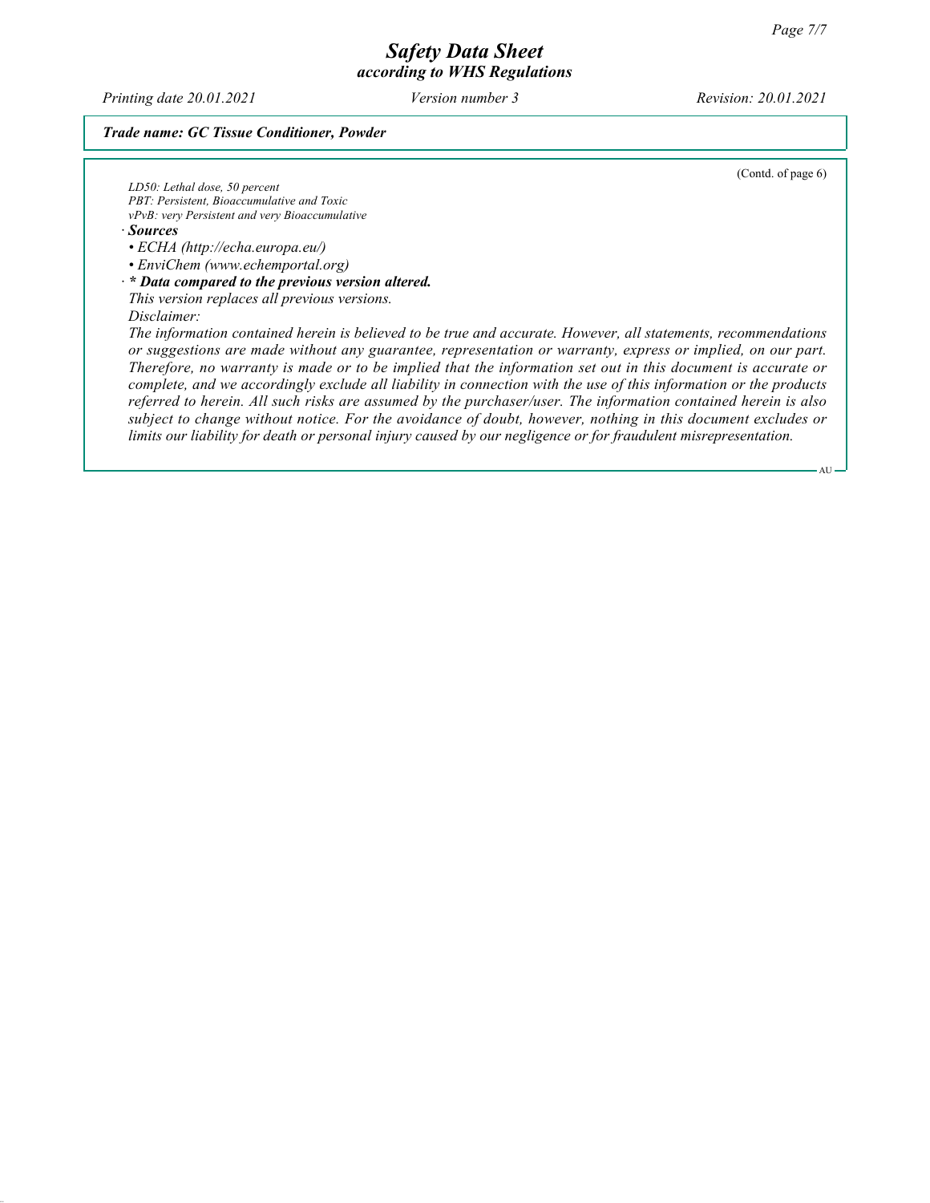*Trade name: GC Tissue Conditioner, Powder*

(Contd. of page 6)

*LD50: Lethal dose, 50 percent*
*PBT: Persistent, Bioaccumulative and Toxic*
*vPvB: very Persistent and very Bioaccumulative*

· ***Sources***

- *ECHA (http://echa.europa.eu/)*
- *EnviChem (www.echemportal.org)*

· ***\* Data compared to the previous version altered.***

*This version replaces all previous versions.*

*Disclaimer:*

*The information contained herein is believed to be true and accurate. However, all statements, recommendations or suggestions are made without any guarantee, representation or warranty, express or implied, on our part. Therefore, no warranty is made or to be implied that the information set out in this document is accurate or complete, and we accordingly exclude all liability in connection with the use of this information or the products referred to herein. All such risks are assumed by the purchaser/user. The information contained herein is also subject to change without notice. For the avoidance of doubt, however, nothing in this document excludes or limits our liability for death or personal injury caused by our negligence or for fraudulent misrepresentation.*

AU